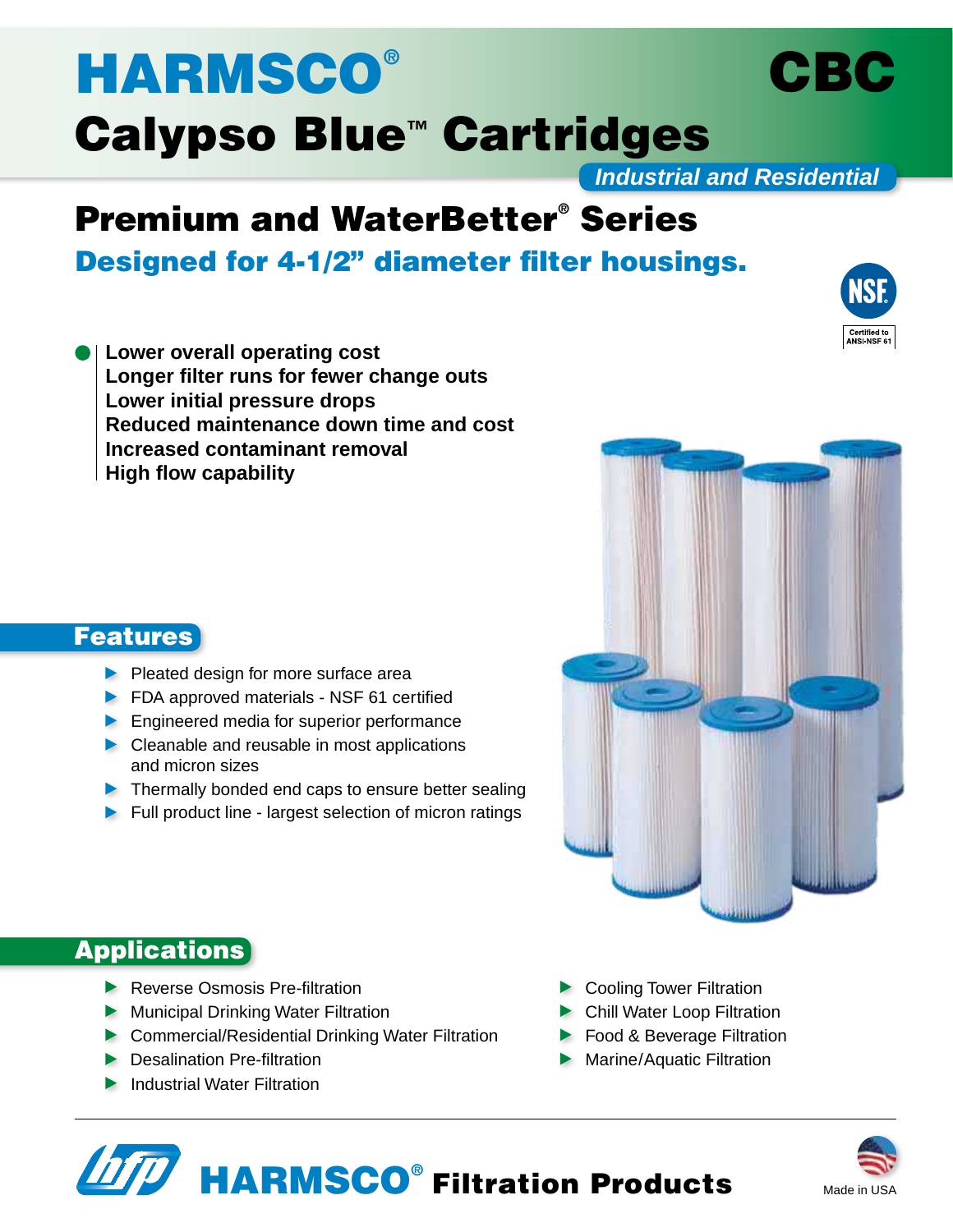# HARMSCO®

# Calypso Blue™ Cartridges

**CBC**

*Industrial and Residential*

## Premium and WaterBetter® Series

### Designed for 4-1/2" diameter filter housings.

Certified to ANSI-NSF 61

**Lower overall operating cost**
**Longer filter runs for fewer change outs**
**Lower initial pressure drops**
**Reduced maintenance down time and cost**
**Increased contaminant removal**
**High flow capability**

## Features

- Pleated design for more surface area
- FDA approved materials - NSF 61 certified
- Engineered media for superior performance
- Cleanable and reusable in most applications and micron sizes
- Thermally bonded end caps to ensure better sealing
- Full product line - largest selection of micron ratings

## Applications

- Reverse Osmosis Pre-filtration
- Municipal Drinking Water Filtration
- Commercial/Residential Drinking Water Filtration
- Desalination Pre-filtration
- Industrial Water Filtration
- Cooling Tower Filtration
- Chill Water Loop Filtration
- Food & Beverage Filtration
- Marine/Aquatic Filtration

**HARMSCO® Filtration Products**

Made in USA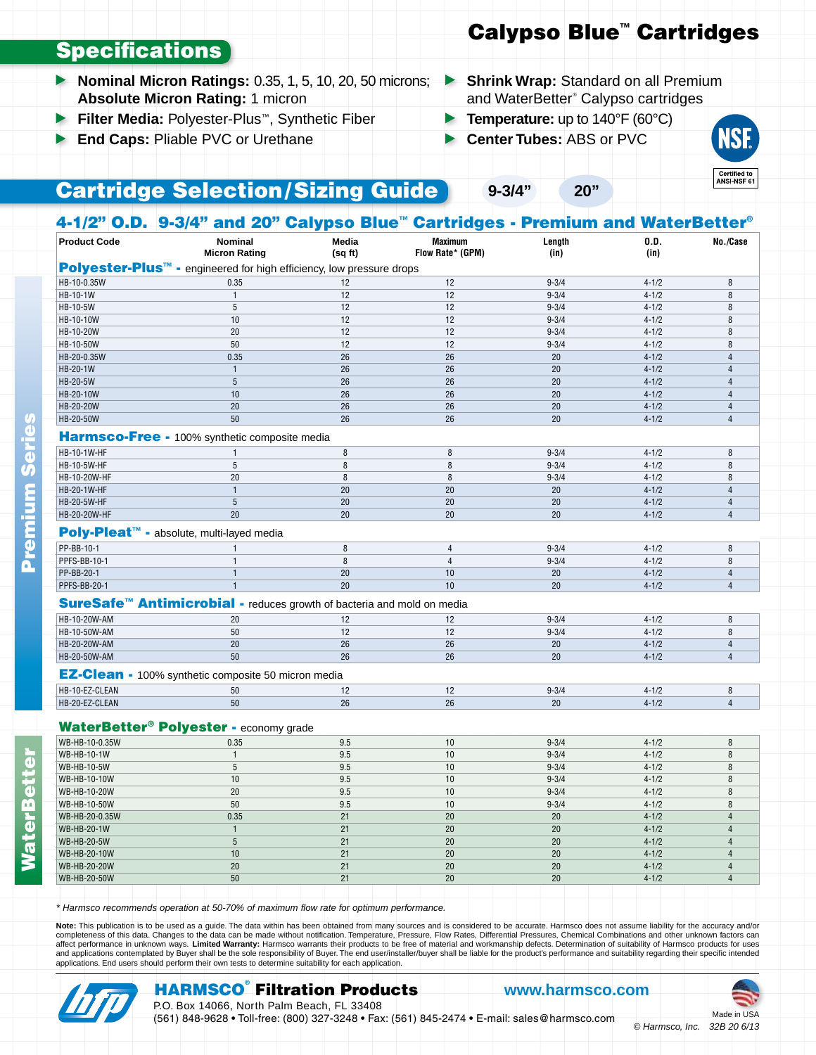# Calypso Blue™ Cartridges

## Specifications

- **Nominal Micron Ratings:** 0.35, 1, 5, 10, 20, 50 microns; **Absolute Micron Rating:** 1 micron
- **Filter Media:** Polyester-Plus™, Synthetic Fiber
- **End Caps:** Pliable PVC or Urethane
- **Shrink Wrap:** Standard on all Premium and WaterBetter® Calypso cartridges
- **Temperature:** up to 140°F (60°C)
- **Center Tubes:** ABS or PVC

NSF Certified to ANSI-NSF 61

## Cartridge Selection/Sizing Guide

9-3/4" 20"

### 4-1/2" O.D. 9-3/4" and 20" Calypso Blue™ Cartridges - Premium and WaterBetter®

**Premium Series**

| Product Code | Nominal Micron Rating | Media (sq ft) | Maximum Flow Rate* (GPM) | Length (in) | O.D. (in) | No./Case |
|---|---|---|---|---|---|---|
| **Polyester-Plus™** - engineered for high efficiency, low pressure drops | | | | | | |
| HB-10-0.35W | 0.35 | 12 | 12 | 9-3/4 | 4-1/2 | 8 |
| HB-10-1W | 1 | 12 | 12 | 9-3/4 | 4-1/2 | 8 |
| HB-10-5W | 5 | 12 | 12 | 9-3/4 | 4-1/2 | 8 |
| HB-10-10W | 10 | 12 | 12 | 9-3/4 | 4-1/2 | 8 |
| HB-10-20W | 20 | 12 | 12 | 9-3/4 | 4-1/2 | 8 |
| HB-10-50W | 50 | 12 | 12 | 9-3/4 | 4-1/2 | 8 |
| HB-20-0.35W | 0.35 | 26 | 26 | 20 | 4-1/2 | 4 |
| HB-20-1W | 1 | 26 | 26 | 20 | 4-1/2 | 4 |
| HB-20-5W | 5 | 26 | 26 | 20 | 4-1/2 | 4 |
| HB-20-10W | 10 | 26 | 26 | 20 | 4-1/2 | 4 |
| HB-20-20W | 20 | 26 | 26 | 20 | 4-1/2 | 4 |
| HB-20-50W | 50 | 26 | 26 | 20 | 4-1/2 | 4 |
| **Harmsco-Free** - 100% synthetic composite media | | | | | | |
| HB-10-1W-HF | 1 | 8 | 8 | 9-3/4 | 4-1/2 | 8 |
| HB-10-5W-HF | 5 | 8 | 8 | 9-3/4 | 4-1/2 | 8 |
| HB-10-20W-HF | 20 | 8 | 8 | 9-3/4 | 4-1/2 | 8 |
| HB-20-1W-HF | 1 | 20 | 20 | 20 | 4-1/2 | 4 |
| HB-20-5W-HF | 5 | 20 | 20 | 20 | 4-1/2 | 4 |
| HB-20-20W-HF | 20 | 20 | 20 | 20 | 4-1/2 | 4 |
| **Poly-Pleat™** - absolute, multi-layed media | | | | | | |
| PP-BB-10-1 | 1 | 8 | 4 | 9-3/4 | 4-1/2 | 8 |
| PPFS-BB-10-1 | 1 | 8 | 4 | 9-3/4 | 4-1/2 | 8 |
| PP-BB-20-1 | 1 | 20 | 10 | 20 | 4-1/2 | 4 |
| PPFS-BB-20-1 | 1 | 20 | 10 | 20 | 4-1/2 | 4 |
| **SureSafe™ Antimicrobial** - reduces growth of bacteria and mold on media | | | | | | |
| HB-10-20W-AM | 20 | 12 | 12 | 9-3/4 | 4-1/2 | 8 |
| HB-10-50W-AM | 50 | 12 | 12 | 9-3/4 | 4-1/2 | 8 |
| HB-20-20W-AM | 20 | 26 | 26 | 20 | 4-1/2 | 4 |
| HB-20-50W-AM | 50 | 26 | 26 | 20 | 4-1/2 | 4 |
| **EZ-Clean** - 100% synthetic composite 50 micron media | | | | | | |
| HB-10-EZ-CLEAN | 50 | 12 | 12 | 9-3/4 | 4-1/2 | 8 |
| HB-20-EZ-CLEAN | 50 | 26 | 26 | 20 | 4-1/2 | 4 |

**WaterBetter**

| Product Code | Nominal Micron Rating | Media (sq ft) | Maximum Flow Rate* (GPM) | Length (in) | O.D. (in) | No./Case |
|---|---|---|---|---|---|---|
| **WaterBetter® Polyester** - economy grade | | | | | | |
| WB-HB-10-0.35W | 0.35 | 9.5 | 10 | 9-3/4 | 4-1/2 | 8 |
| WB-HB-10-1W | 1 | 9.5 | 10 | 9-3/4 | 4-1/2 | 8 |
| WB-HB-10-5W | 5 | 9.5 | 10 | 9-3/4 | 4-1/2 | 8 |
| WB-HB-10-10W | 10 | 9.5 | 10 | 9-3/4 | 4-1/2 | 8 |
| WB-HB-10-20W | 20 | 9.5 | 10 | 9-3/4 | 4-1/2 | 8 |
| WB-HB-10-50W | 50 | 9.5 | 10 | 9-3/4 | 4-1/2 | 8 |
| WB-HB-20-0.35W | 0.35 | 21 | 20 | 20 | 4-1/2 | 4 |
| WB-HB-20-1W | 1 | 21 | 20 | 20 | 4-1/2 | 4 |
| WB-HB-20-5W | 5 | 21 | 20 | 20 | 4-1/2 | 4 |
| WB-HB-20-10W | 10 | 21 | 20 | 20 | 4-1/2 | 4 |
| WB-HB-20-20W | 20 | 21 | 20 | 20 | 4-1/2 | 4 |
| WB-HB-20-50W | 50 | 21 | 20 | 20 | 4-1/2 | 4 |

*\* Harmsco recommends operation at 50-70% of maximum flow rate for optimum performance.*

**Note:** This publication is to be used as a guide. The data within has been obtained from many sources and is considered to be accurate. Harmsco does not assume liability for the accuracy and/or completeness of this data. Changes to the data can be made without notification. Temperature, Pressure, Flow Rates, Differential Pressures, Chemical Combinations and other unknown factors can affect performance in unknown ways. **Limited Warranty:** Harmsco warrants their products to be free of material and workmanship defects. Determination of suitability of Harmsco products for uses and applications contemplated by Buyer shall be the sole responsibility of Buyer. The end user/installer/buyer shall be liable for the product's performance and suitability regarding their specific intended applications. End users should perform their own tests to determine suitability for each application.

**HARMSCO® Filtration Products**
P.O. Box 14066, North Palm Beach, FL 33408
(561) 848-9628 • Toll-free: (800) 327-3248 • Fax: (561) 845-2474 • E-mail: sales@harmsco.com

www.harmsco.com

Made in USA

© Harmsco, Inc. 32B 20 6/13